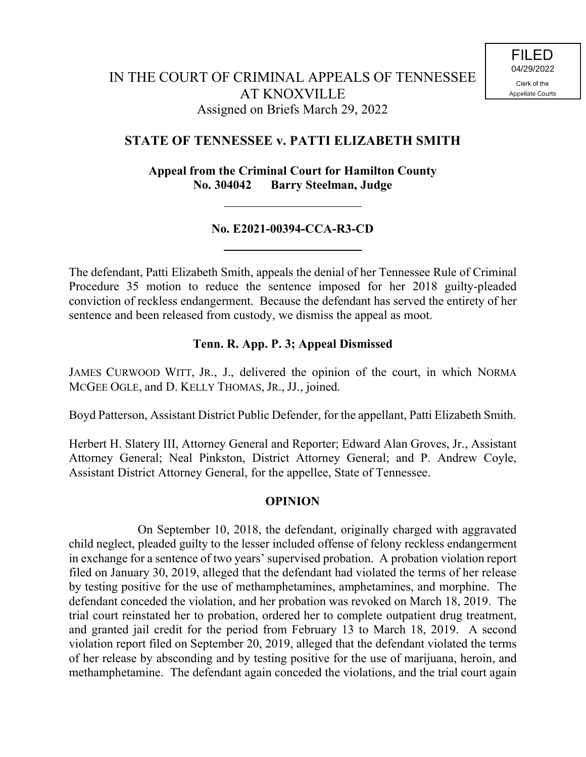FILED
04/29/2022
Clerk of the
Appellate Courts

# IN THE COURT OF CRIMINAL APPEALS OF TENNESSEE AT KNOXVILLE

Assigned on Briefs March 29, 2022

## STATE OF TENNESSEE v. PATTI ELIZABETH SMITH

**Appeal from the Criminal Court for Hamilton County**
**No. 304042 Barry Steelman, Judge**

---

**No. E2021-00394-CCA-R3-CD**

---

The defendant, Patti Elizabeth Smith, appeals the denial of her Tennessee Rule of Criminal Procedure 35 motion to reduce the sentence imposed for her 2018 guilty-pleaded conviction of reckless endangerment. Because the defendant has served the entirety of her sentence and been released from custody, we dismiss the appeal as moot.

**Tenn. R. App. P. 3; Appeal Dismissed**

JAMES CURWOOD WITT, JR., J., delivered the opinion of the court, in which NORMA MCGEE OGLE, and D. KELLY THOMAS, JR., JJ., joined.

Boyd Patterson, Assistant District Public Defender, for the appellant, Patti Elizabeth Smith.

Herbert H. Slatery III, Attorney General and Reporter; Edward Alan Groves, Jr., Assistant Attorney General; Neal Pinkston, District Attorney General; and P. Andrew Coyle, Assistant District Attorney General, for the appellee, State of Tennessee.

## OPINION

On September 10, 2018, the defendant, originally charged with aggravated child neglect, pleaded guilty to the lesser included offense of felony reckless endangerment in exchange for a sentence of two years' supervised probation. A probation violation report filed on January 30, 2019, alleged that the defendant had violated the terms of her release by testing positive for the use of methamphetamines, amphetamines, and morphine. The defendant conceded the violation, and her probation was revoked on March 18, 2019. The trial court reinstated her to probation, ordered her to complete outpatient drug treatment, and granted jail credit for the period from February 13 to March 18, 2019. A second violation report filed on September 20, 2019, alleged that the defendant violated the terms of her release by absconding and by testing positive for the use of marijuana, heroin, and methamphetamine. The defendant again conceded the violations, and the trial court again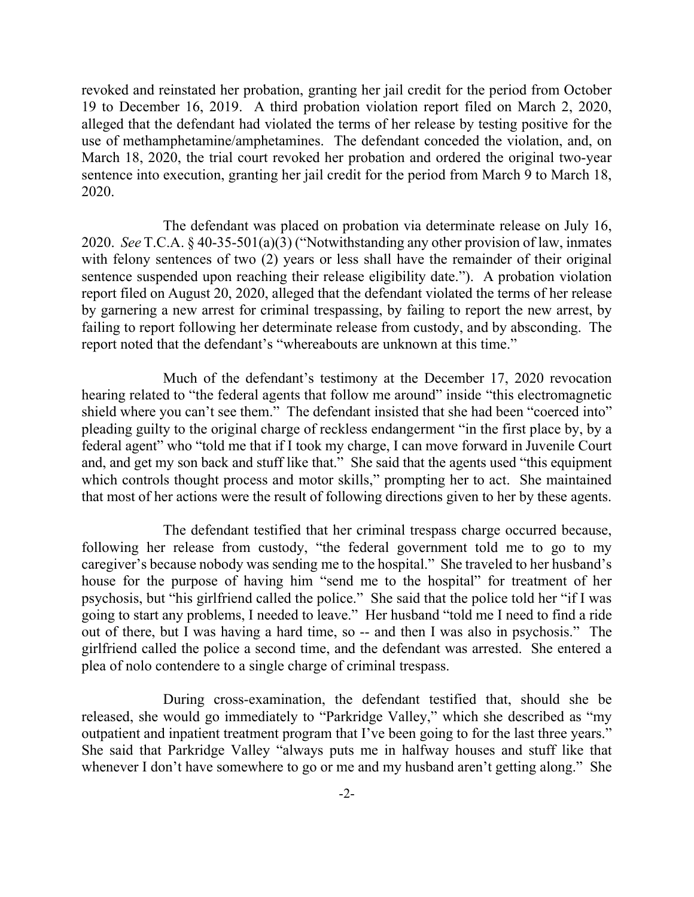revoked and reinstated her probation, granting her jail credit for the period from October 19 to December 16, 2019. A third probation violation report filed on March 2, 2020, alleged that the defendant had violated the terms of her release by testing positive for the use of methamphetamine/amphetamines. The defendant conceded the violation, and, on March 18, 2020, the trial court revoked her probation and ordered the original two-year sentence into execution, granting her jail credit for the period from March 9 to March 18, 2020.

The defendant was placed on probation via determinate release on July 16, 2020. *See* T.C.A. § 40-35-501(a)(3) ("Notwithstanding any other provision of law, inmates with felony sentences of two (2) years or less shall have the remainder of their original sentence suspended upon reaching their release eligibility date."). A probation violation report filed on August 20, 2020, alleged that the defendant violated the terms of her release by garnering a new arrest for criminal trespassing, by failing to report the new arrest, by failing to report following her determinate release from custody, and by absconding. The report noted that the defendant's "whereabouts are unknown at this time."

Much of the defendant's testimony at the December 17, 2020 revocation hearing related to "the federal agents that follow me around" inside "this electromagnetic shield where you can't see them." The defendant insisted that she had been "coerced into" pleading guilty to the original charge of reckless endangerment "in the first place by, by a federal agent" who "told me that if I took my charge, I can move forward in Juvenile Court and, and get my son back and stuff like that." She said that the agents used "this equipment which controls thought process and motor skills," prompting her to act. She maintained that most of her actions were the result of following directions given to her by these agents.

The defendant testified that her criminal trespass charge occurred because, following her release from custody, "the federal government told me to go to my caregiver's because nobody was sending me to the hospital." She traveled to her husband's house for the purpose of having him "send me to the hospital" for treatment of her psychosis, but "his girlfriend called the police." She said that the police told her "if I was going to start any problems, I needed to leave." Her husband "told me I need to find a ride out of there, but I was having a hard time, so -- and then I was also in psychosis." The girlfriend called the police a second time, and the defendant was arrested. She entered a plea of nolo contendere to a single charge of criminal trespass.

During cross-examination, the defendant testified that, should she be released, she would go immediately to "Parkridge Valley," which she described as "my outpatient and inpatient treatment program that I've been going to for the last three years." She said that Parkridge Valley "always puts me in halfway houses and stuff like that whenever I don't have somewhere to go or me and my husband aren't getting along." She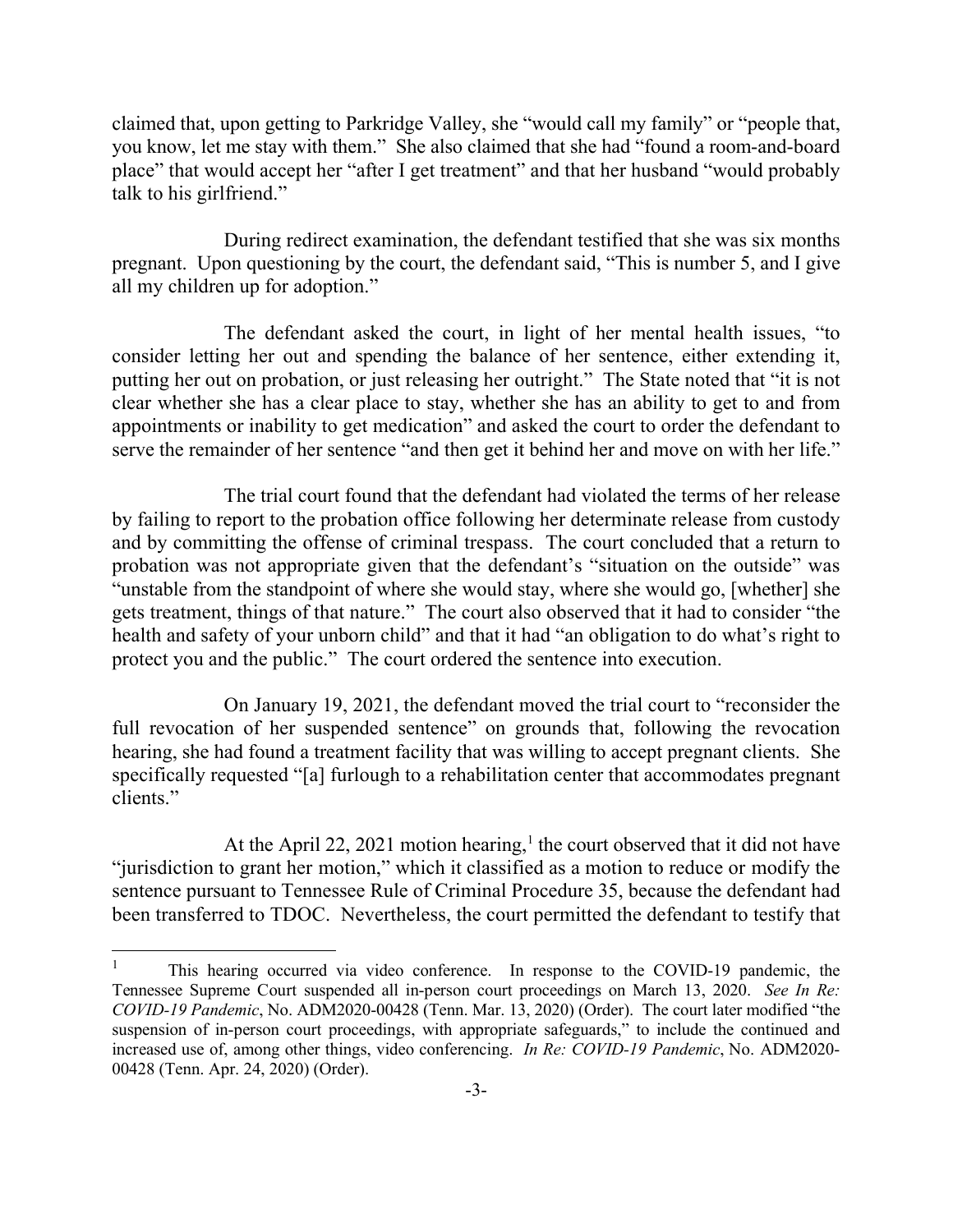claimed that, upon getting to Parkridge Valley, she "would call my family" or "people that, you know, let me stay with them." She also claimed that she had "found a room-and-board place" that would accept her "after I get treatment" and that her husband "would probably talk to his girlfriend."

During redirect examination, the defendant testified that she was six months pregnant. Upon questioning by the court, the defendant said, "This is number 5, and I give all my children up for adoption."

The defendant asked the court, in light of her mental health issues, "to consider letting her out and spending the balance of her sentence, either extending it, putting her out on probation, or just releasing her outright." The State noted that "it is not clear whether she has a clear place to stay, whether she has an ability to get to and from appointments or inability to get medication" and asked the court to order the defendant to serve the remainder of her sentence "and then get it behind her and move on with her life."

The trial court found that the defendant had violated the terms of her release by failing to report to the probation office following her determinate release from custody and by committing the offense of criminal trespass. The court concluded that a return to probation was not appropriate given that the defendant's "situation on the outside" was "unstable from the standpoint of where she would stay, where she would go, [whether] she gets treatment, things of that nature." The court also observed that it had to consider "the health and safety of your unborn child" and that it had "an obligation to do what's right to protect you and the public." The court ordered the sentence into execution.

On January 19, 2021, the defendant moved the trial court to "reconsider the full revocation of her suspended sentence" on grounds that, following the revocation hearing, she had found a treatment facility that was willing to accept pregnant clients. She specifically requested "[a] furlough to a rehabilitation center that accommodates pregnant clients."

At the April 22, 2021 motion hearing,[1] the court observed that it did not have "jurisdiction to grant her motion," which it classified as a motion to reduce or modify the sentence pursuant to Tennessee Rule of Criminal Procedure 35, because the defendant had been transferred to TDOC. Nevertheless, the court permitted the defendant to testify that

---

[1] This hearing occurred via video conference. In response to the COVID-19 pandemic, the Tennessee Supreme Court suspended all in-person court proceedings on March 13, 2020. *See In Re: COVID-19 Pandemic*, No. ADM2020-00428 (Tenn. Mar. 13, 2020) (Order). The court later modified "the suspension of in-person court proceedings, with appropriate safeguards," to include the continued and increased use of, among other things, video conferencing. *In Re: COVID-19 Pandemic*, No. ADM2020-00428 (Tenn. Apr. 24, 2020) (Order).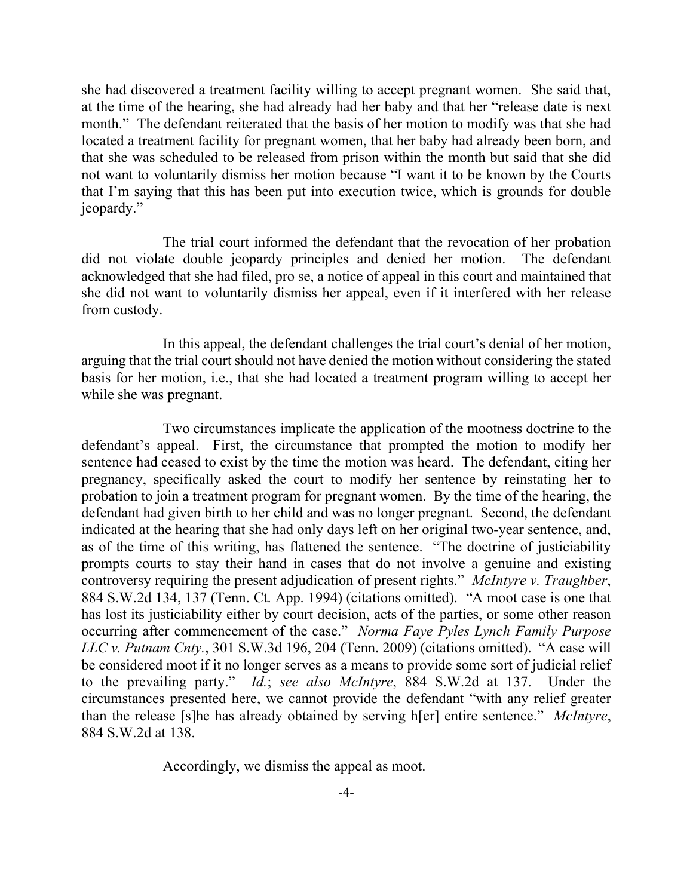she had discovered a treatment facility willing to accept pregnant women. She said that, at the time of the hearing, she had already had her baby and that her "release date is next month." The defendant reiterated that the basis of her motion to modify was that she had located a treatment facility for pregnant women, that her baby had already been born, and that she was scheduled to be released from prison within the month but said that she did not want to voluntarily dismiss her motion because "I want it to be known by the Courts that I'm saying that this has been put into execution twice, which is grounds for double jeopardy."

The trial court informed the defendant that the revocation of her probation did not violate double jeopardy principles and denied her motion. The defendant acknowledged that she had filed, pro se, a notice of appeal in this court and maintained that she did not want to voluntarily dismiss her appeal, even if it interfered with her release from custody.

In this appeal, the defendant challenges the trial court's denial of her motion, arguing that the trial court should not have denied the motion without considering the stated basis for her motion, i.e., that she had located a treatment program willing to accept her while she was pregnant.

Two circumstances implicate the application of the mootness doctrine to the defendant's appeal. First, the circumstance that prompted the motion to modify her sentence had ceased to exist by the time the motion was heard. The defendant, citing her pregnancy, specifically asked the court to modify her sentence by reinstating her to probation to join a treatment program for pregnant women. By the time of the hearing, the defendant had given birth to her child and was no longer pregnant. Second, the defendant indicated at the hearing that she had only days left on her original two-year sentence, and, as of the time of this writing, has flattened the sentence. "The doctrine of justiciability prompts courts to stay their hand in cases that do not involve a genuine and existing controversy requiring the present adjudication of present rights." *McIntyre v. Traughber*, 884 S.W.2d 134, 137 (Tenn. Ct. App. 1994) (citations omitted). "A moot case is one that has lost its justiciability either by court decision, acts of the parties, or some other reason occurring after commencement of the case." *Norma Faye Pyles Lynch Family Purpose LLC v. Putnam Cnty.*, 301 S.W.3d 196, 204 (Tenn. 2009) (citations omitted). "A case will be considered moot if it no longer serves as a means to provide some sort of judicial relief to the prevailing party." *Id.*; *see also McIntyre*, 884 S.W.2d at 137. Under the circumstances presented here, we cannot provide the defendant "with any relief greater than the release [s]he has already obtained by serving h[er] entire sentence." *McIntyre*, 884 S.W.2d at 138.

Accordingly, we dismiss the appeal as moot.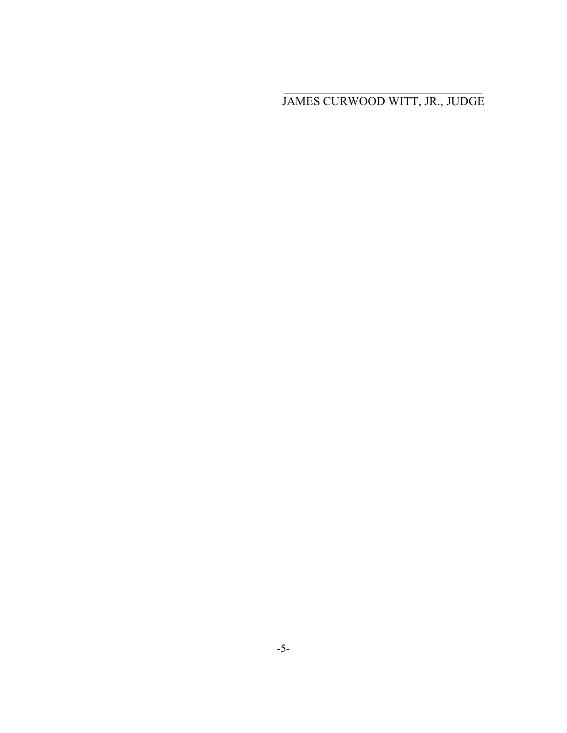\_\_\_\_\_\_\_\_\_\_\_\_\_\_\_\_\_\_\_\_\_\_\_\_\_\_\_\_\_\_\_\_\_\_\_\_

JAMES CURWOOD WITT, JR., JUDGE